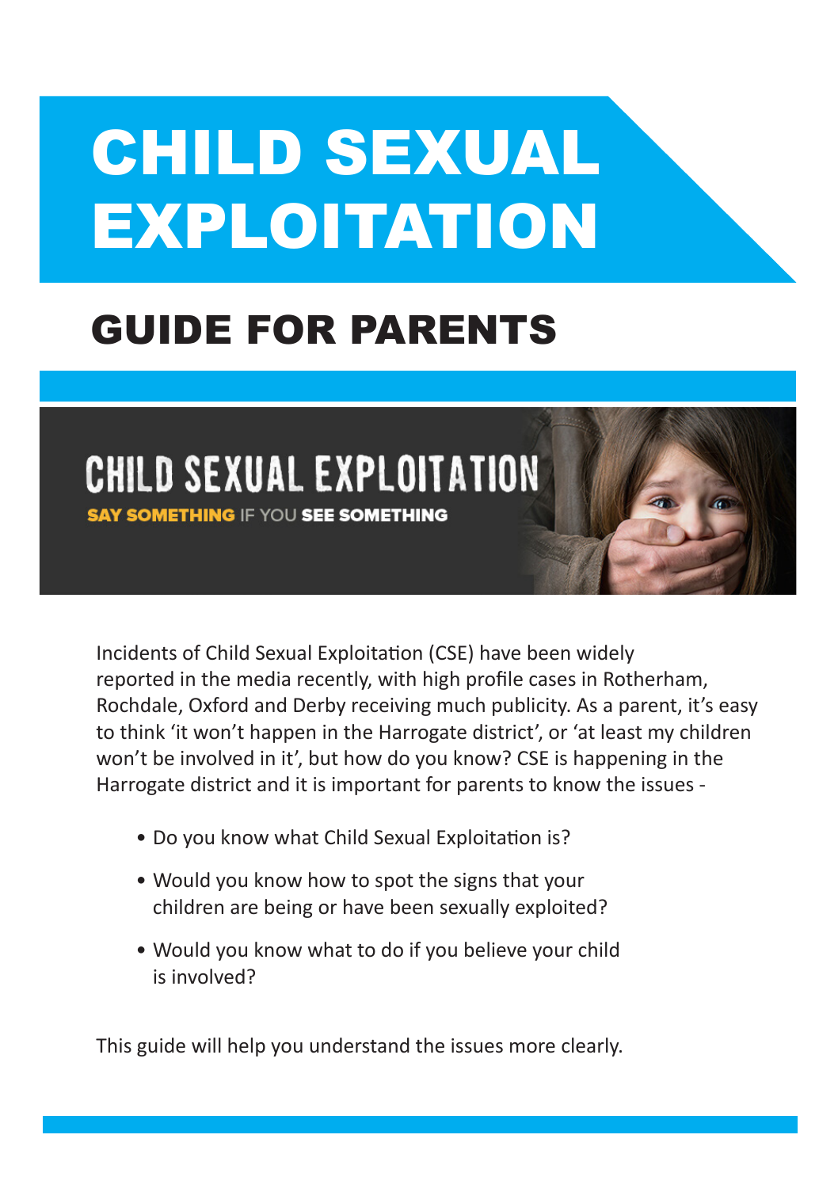# CHILD SEXUAL EXPLOITATION

## GUIDE FOR PARENTS

CHILD SEXUAL EXPLOITATION

**SAY SOMETHING** IF YOU **SEE SOMETHING**

Incidents of Child Sexual Exploitation (CSE) have been widely reported in the media recently, with high profile cases in Rotherham, Rochdale, Oxford and Derby receiving much publicity. As a parent, it's easy to think 'it won't happen in the Harrogate district', or 'at least my children won't be involved in it', but how do you know? CSE is happening in the Harrogate district and it is important for parents to know the issues -

- Do you know what Child Sexual Exploitation is?
- Would you know how to spot the signs that your children are being or have been sexually exploited?
- Would you know what to do if you believe your child is involved?

This guide will help you understand the issues more clearly.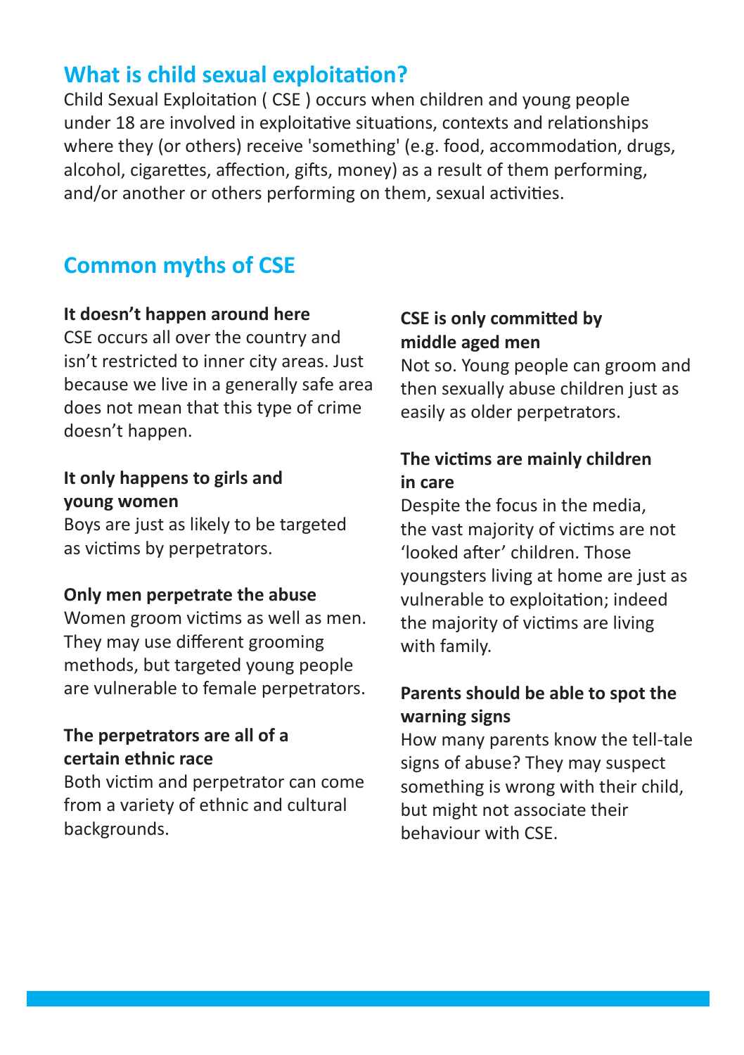## What is child sexual exploitation?

Child Sexual Exploitation ( CSE ) occurs when children and young people under 18 are involved in exploitative situations, contexts and relationships where they (or others) receive 'something' (e.g. food, accommodation, drugs, alcohol, cigarettes, affection, gifts, money) as a result of them performing, and/or another or others performing on them, sexual activities.

## Common myths of CSE

**It doesn't happen around here**
CSE occurs all over the country and isn't restricted to inner city areas. Just because we live in a generally safe area does not mean that this type of crime doesn't happen.

**It only happens to girls and young women**
Boys are just as likely to be targeted as victims by perpetrators.

**Only men perpetrate the abuse**
Women groom victims as well as men. They may use different grooming methods, but targeted young people are vulnerable to female perpetrators.

**The perpetrators are all of a certain ethnic race**
Both victim and perpetrator can come from a variety of ethnic and cultural backgrounds.

**CSE is only committed by middle aged men**
Not so. Young people can groom and then sexually abuse children just as easily as older perpetrators.

**The victims are mainly children in care**
Despite the focus in the media, the vast majority of victims are not 'looked after' children. Those youngsters living at home are just as vulnerable to exploitation; indeed the majority of victims are living with family.

**Parents should be able to spot the warning signs**
How many parents know the tell-tale signs of abuse? They may suspect something is wrong with their child, but might not associate their behaviour with CSE.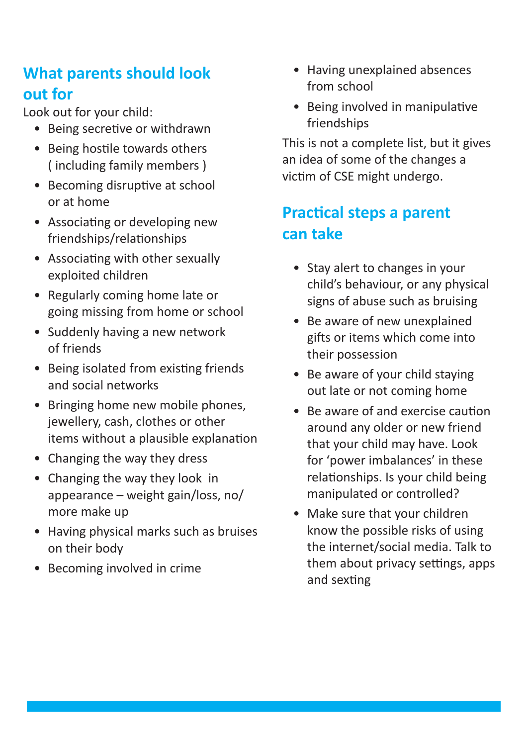## What parents should look out for

Look out for your child:

- Being secretive or withdrawn
- Being hostile towards others ( including family members )
- Becoming disruptive at school or at home
- Associating or developing new friendships/relationships
- Associating with other sexually exploited children
- Regularly coming home late or going missing from home or school
- Suddenly having a new network of friends
- Being isolated from existing friends and social networks
- Bringing home new mobile phones, jewellery, cash, clothes or other items without a plausible explanation
- Changing the way they dress
- Changing the way they look in appearance – weight gain/loss, no/ more make up
- Having physical marks such as bruises on their body
- Becoming involved in crime
- Having unexplained absences from school
- Being involved in manipulative friendships

This is not a complete list, but it gives an idea of some of the changes a victim of CSE might undergo.

## Practical steps a parent can take

- Stay alert to changes in your child's behaviour, or any physical signs of abuse such as bruising
- Be aware of new unexplained gifts or items which come into their possession
- Be aware of your child staying out late or not coming home
- Be aware of and exercise caution around any older or new friend that your child may have. Look for 'power imbalances' in these relationships. Is your child being manipulated or controlled?
- Make sure that your children know the possible risks of using the internet/social media. Talk to them about privacy settings, apps and sexting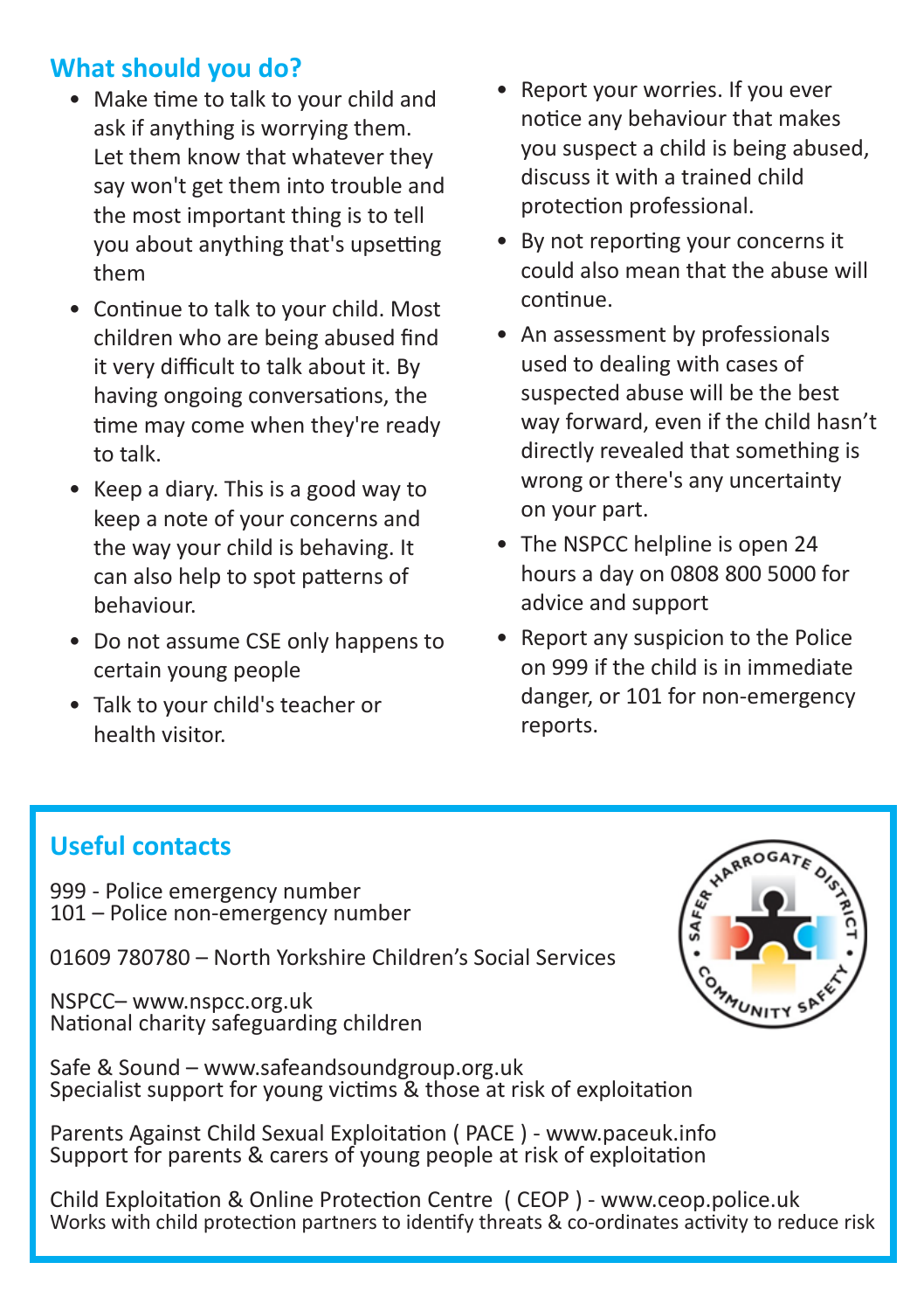## What should you do?

- Make time to talk to your child and ask if anything is worrying them. Let them know that whatever they say won't get them into trouble and the most important thing is to tell you about anything that's upsetting them
- Continue to talk to your child. Most children who are being abused find it very difficult to talk about it. By having ongoing conversations, the time may come when they're ready to talk.
- Keep a diary. This is a good way to keep a note of your concerns and the way your child is behaving. It can also help to spot patterns of behaviour.
- Do not assume CSE only happens to certain young people
- Talk to your child's teacher or health visitor.
- Report your worries. If you ever notice any behaviour that makes you suspect a child is being abused, discuss it with a trained child protection professional.
- By not reporting your concerns it could also mean that the abuse will continue.
- An assessment by professionals used to dealing with cases of suspected abuse will be the best way forward, even if the child hasn't directly revealed that something is wrong or there's any uncertainty on your part.
- The NSPCC helpline is open 24 hours a day on 0808 800 5000 for advice and support
- Report any suspicion to the Police on 999 if the child is in immediate danger, or 101 for non-emergency reports.

## Useful contacts

999 - Police emergency number
101 – Police non-emergency number

01609 780780 – North Yorkshire Children's Social Services

NSPCC– www.nspcc.org.uk
National charity safeguarding children

Safe & Sound – www.safeandsoundgroup.org.uk
Specialist support for young victims & those at risk of exploitation

Parents Against Child Sexual Exploitation ( PACE ) - www.paceuk.info
Support for parents & carers of young people at risk of exploitation

Child Exploitation & Online Protection Centre ( CEOP ) - www.ceop.police.uk
Works with child protection partners to identify threats & co-ordinates activity to reduce risk